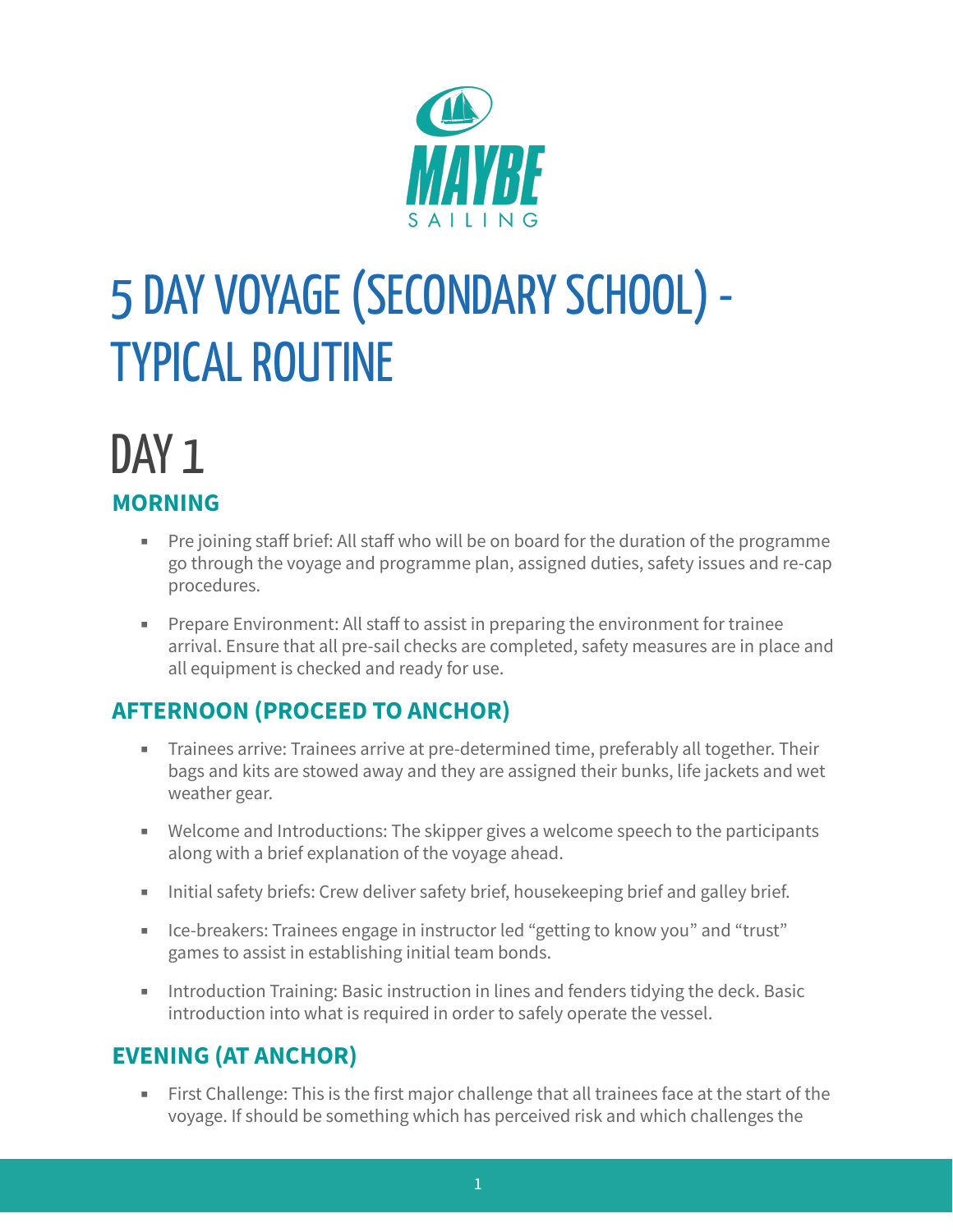MAYBE

SAILING

# 5 DAY VOYAGE (SECONDARY SCHOOL) - TYPICAL ROUTINE

# DAY 1

## MORNING

- Pre joining staff brief: All staff who will be on board for the duration of the programme go through the voyage and programme plan, assigned duties, safety issues and re-cap procedures.

- Prepare Environment: All staff to assist in preparing the environment for trainee arrival. Ensure that all pre-sail checks are completed, safety measures are in place and all equipment is checked and ready for use.

## AFTERNOON (PROCEED TO ANCHOR)

- Trainees arrive: Trainees arrive at pre-determined time, preferably all together. Their bags and kits are stowed away and they are assigned their bunks, life jackets and wet weather gear.

- Welcome and Introductions: The skipper gives a welcome speech to the participants along with a brief explanation of the voyage ahead.

- Initial safety briefs: Crew deliver safety brief, housekeeping brief and galley brief.

- Ice-breakers: Trainees engage in instructor led "getting to know you" and "trust" games to assist in establishing initial team bonds.

- Introduction Training: Basic instruction in lines and fenders tidying the deck. Basic introduction into what is required in order to safely operate the vessel.

## EVENING (AT ANCHOR)

- First Challenge: This is the first major challenge that all trainees face at the start of the voyage. If should be something which has perceived risk and which challenges the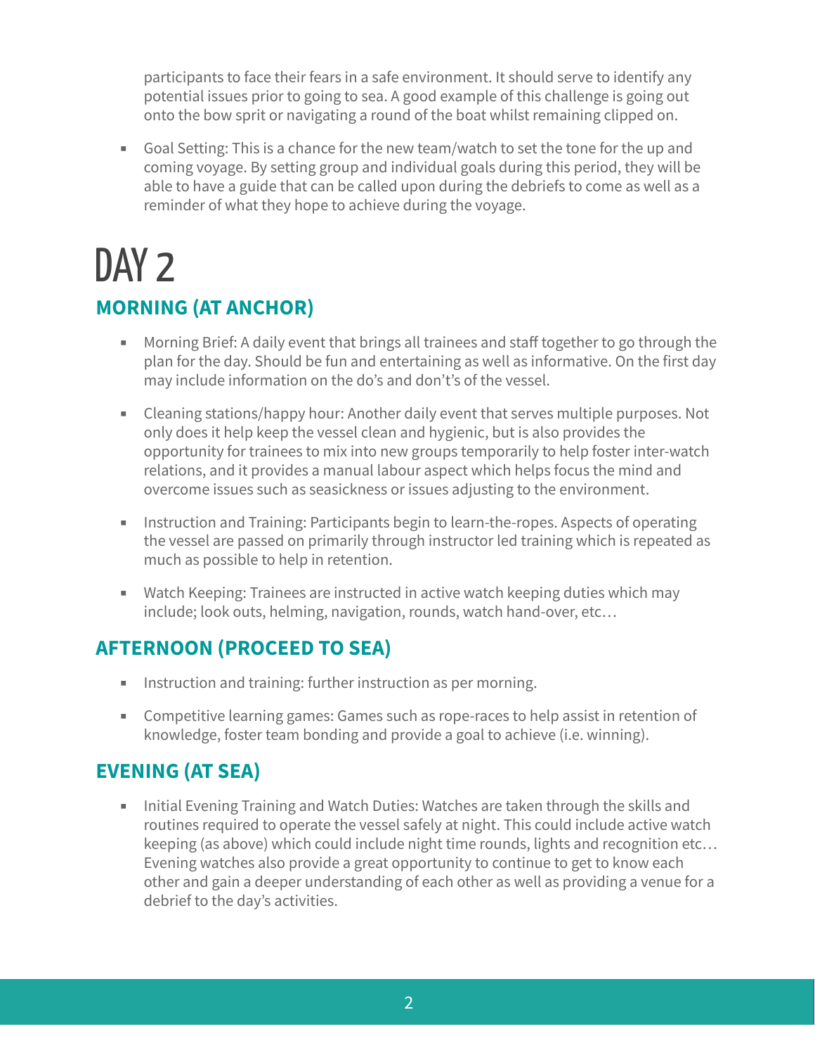participants to face their fears in a safe environment. It should serve to identify any potential issues prior to going to sea. A good example of this challenge is going out onto the bow sprit or navigating a round of the boat whilst remaining clipped on.

- Goal Setting: This is a chance for the new team/watch to set the tone for the up and coming voyage. By setting group and individual goals during this period, they will be able to have a guide that can be called upon during the debriefs to come as well as a reminder of what they hope to achieve during the voyage.

# DAY 2

## MORNING (AT ANCHOR)

- Morning Brief: A daily event that brings all trainees and staff together to go through the plan for the day. Should be fun and entertaining as well as informative. On the first day may include information on the do's and don't's of the vessel.

- Cleaning stations/happy hour: Another daily event that serves multiple purposes. Not only does it help keep the vessel clean and hygienic, but is also provides the opportunity for trainees to mix into new groups temporarily to help foster inter-watch relations, and it provides a manual labour aspect which helps focus the mind and overcome issues such as seasickness or issues adjusting to the environment.

- Instruction and Training: Participants begin to learn-the-ropes. Aspects of operating the vessel are passed on primarily through instructor led training which is repeated as much as possible to help in retention.

- Watch Keeping: Trainees are instructed in active watch keeping duties which may include; look outs, helming, navigation, rounds, watch hand-over, etc…

## AFTERNOON (PROCEED TO SEA)

- Instruction and training: further instruction as per morning.

- Competitive learning games: Games such as rope-races to help assist in retention of knowledge, foster team bonding and provide a goal to achieve (i.e. winning).

## EVENING (AT SEA)

- Initial Evening Training and Watch Duties: Watches are taken through the skills and routines required to operate the vessel safely at night. This could include active watch keeping (as above) which could include night time rounds, lights and recognition etc… Evening watches also provide a great opportunity to continue to get to know each other and gain a deeper understanding of each other as well as providing a venue for a debrief to the day's activities.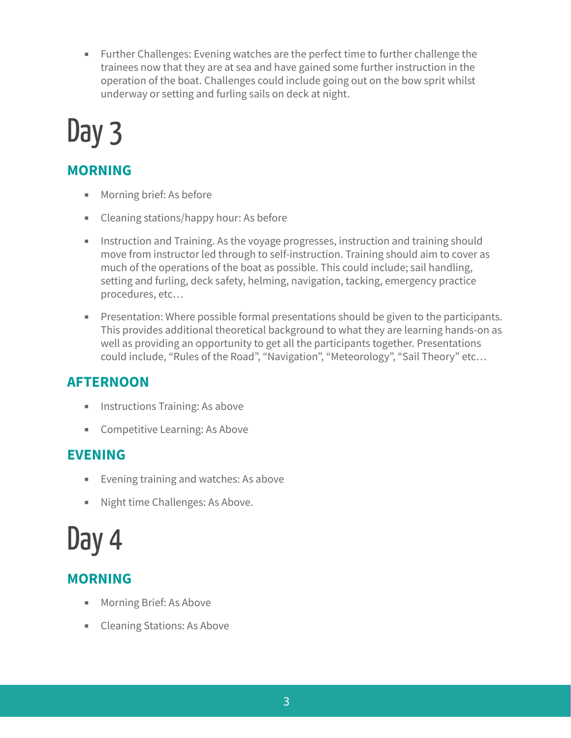- Further Challenges: Evening watches are the perfect time to further challenge the trainees now that they are at sea and have gained some further instruction in the operation of the boat. Challenges could include going out on the bow sprit whilst underway or setting and furling sails on deck at night.

# Day 3

## MORNING

- Morning brief: As before
- Cleaning stations/happy hour: As before
- Instruction and Training. As the voyage progresses, instruction and training should move from instructor led through to self-instruction. Training should aim to cover as much of the operations of the boat as possible. This could include; sail handling, setting and furling, deck safety, helming, navigation, tacking, emergency practice procedures, etc…
- Presentation: Where possible formal presentations should be given to the participants. This provides additional theoretical background to what they are learning hands-on as well as providing an opportunity to get all the participants together. Presentations could include, “Rules of the Road”, “Navigation”, “Meteorology”, “Sail Theory” etc…

## AFTERNOON

- Instructions Training: As above
- Competitive Learning: As Above

## EVENING

- Evening training and watches: As above
- Night time Challenges: As Above.

# Day 4

## MORNING

- Morning Brief: As Above
- Cleaning Stations: As Above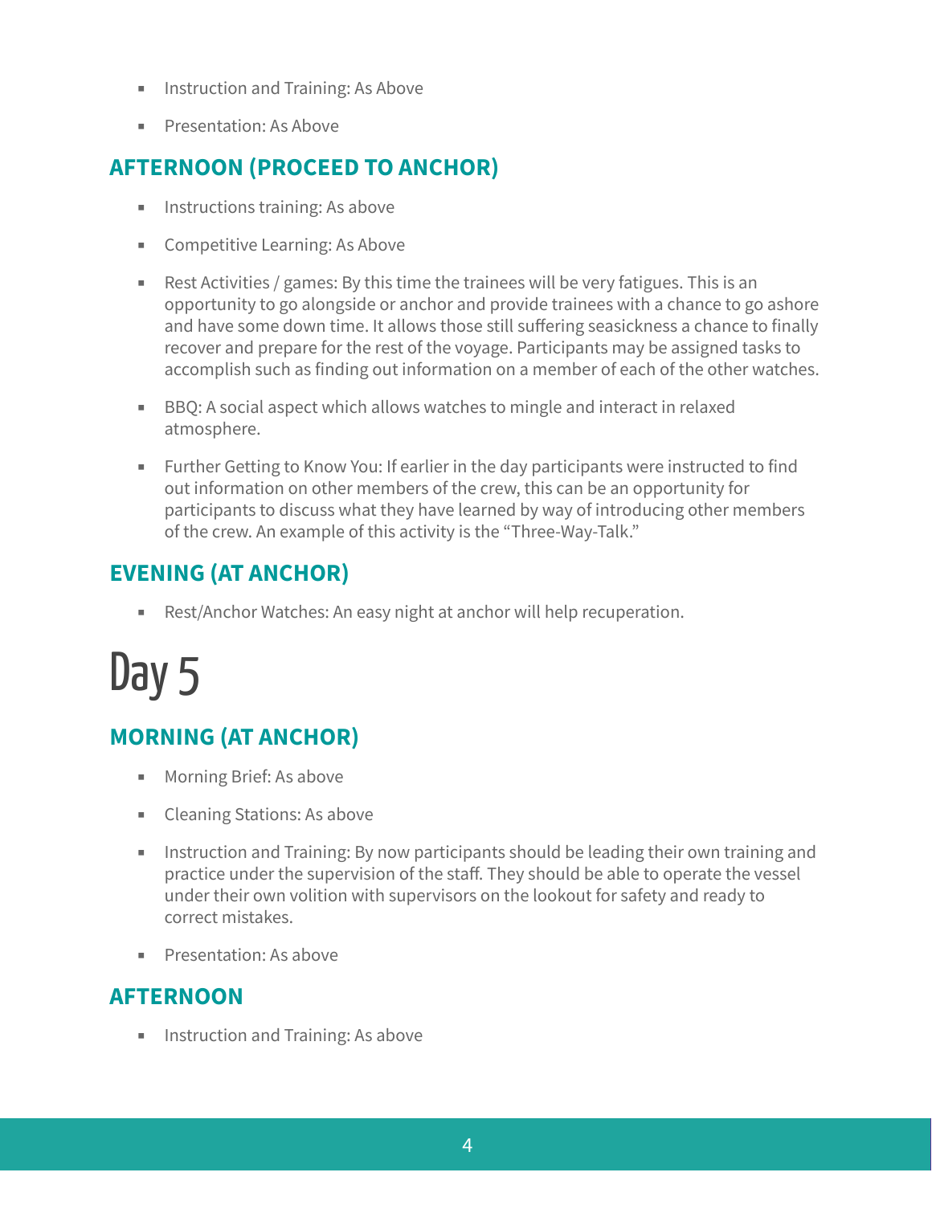- Instruction and Training: As Above
- Presentation: As Above

### AFTERNOON (PROCEED TO ANCHOR)

- Instructions training: As above
- Competitive Learning: As Above
- Rest Activities / games: By this time the trainees will be very fatigues. This is an opportunity to go alongside or anchor and provide trainees with a chance to go ashore and have some down time. It allows those still suffering seasickness a chance to finally recover and prepare for the rest of the voyage. Participants may be assigned tasks to accomplish such as finding out information on a member of each of the other watches.
- BBQ: A social aspect which allows watches to mingle and interact in relaxed atmosphere.
- Further Getting to Know You: If earlier in the day participants were instructed to find out information on other members of the crew, this can be an opportunity for participants to discuss what they have learned by way of introducing other members of the crew. An example of this activity is the "Three-Way-Talk."

### EVENING (AT ANCHOR)

- Rest/Anchor Watches: An easy night at anchor will help recuperation.

# Day 5

### MORNING (AT ANCHOR)

- Morning Brief: As above
- Cleaning Stations: As above
- Instruction and Training: By now participants should be leading their own training and practice under the supervision of the staff. They should be able to operate the vessel under their own volition with supervisors on the lookout for safety and ready to correct mistakes.
- Presentation: As above

### AFTERNOON

- Instruction and Training: As above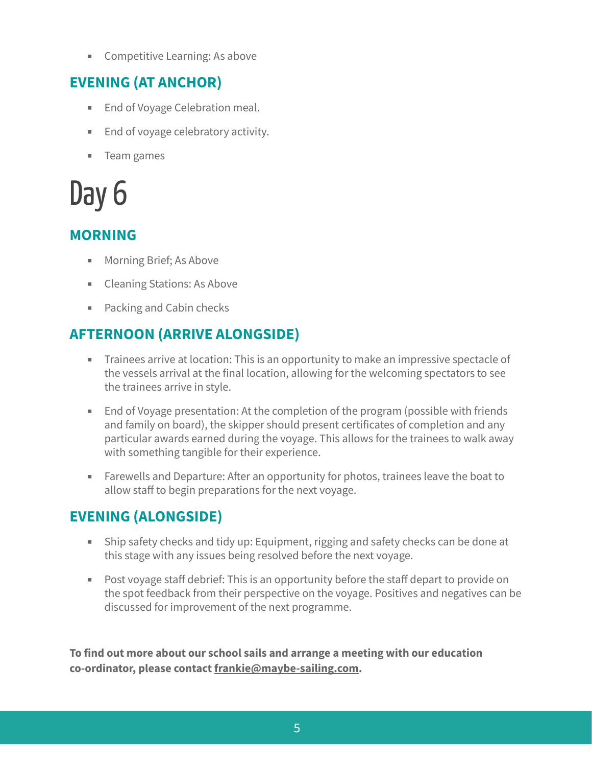- Competitive Learning: As above

### EVENING (AT ANCHOR)

- End of Voyage Celebration meal.
- End of voyage celebratory activity.
- Team games

## Day 6

### MORNING

- Morning Brief; As Above
- Cleaning Stations: As Above
- Packing and Cabin checks

### AFTERNOON (ARRIVE ALONGSIDE)

- Trainees arrive at location: This is an opportunity to make an impressive spectacle of the vessels arrival at the final location, allowing for the welcoming spectators to see the trainees arrive in style.
- End of Voyage presentation: At the completion of the program (possible with friends and family on board), the skipper should present certificates of completion and any particular awards earned during the voyage. This allows for the trainees to walk away with something tangible for their experience.
- Farewells and Departure: After an opportunity for photos, trainees leave the boat to allow staff to begin preparations for the next voyage.

### EVENING (ALONGSIDE)

- Ship safety checks and tidy up: Equipment, rigging and safety checks can be done at this stage with any issues being resolved before the next voyage.
- Post voyage staff debrief: This is an opportunity before the staff depart to provide on the spot feedback from their perspective on the voyage. Positives and negatives can be discussed for improvement of the next programme.

**To find out more about our school sails and arrange a meeting with our education co-ordinator, please contact frankie@maybe-sailing.com.**